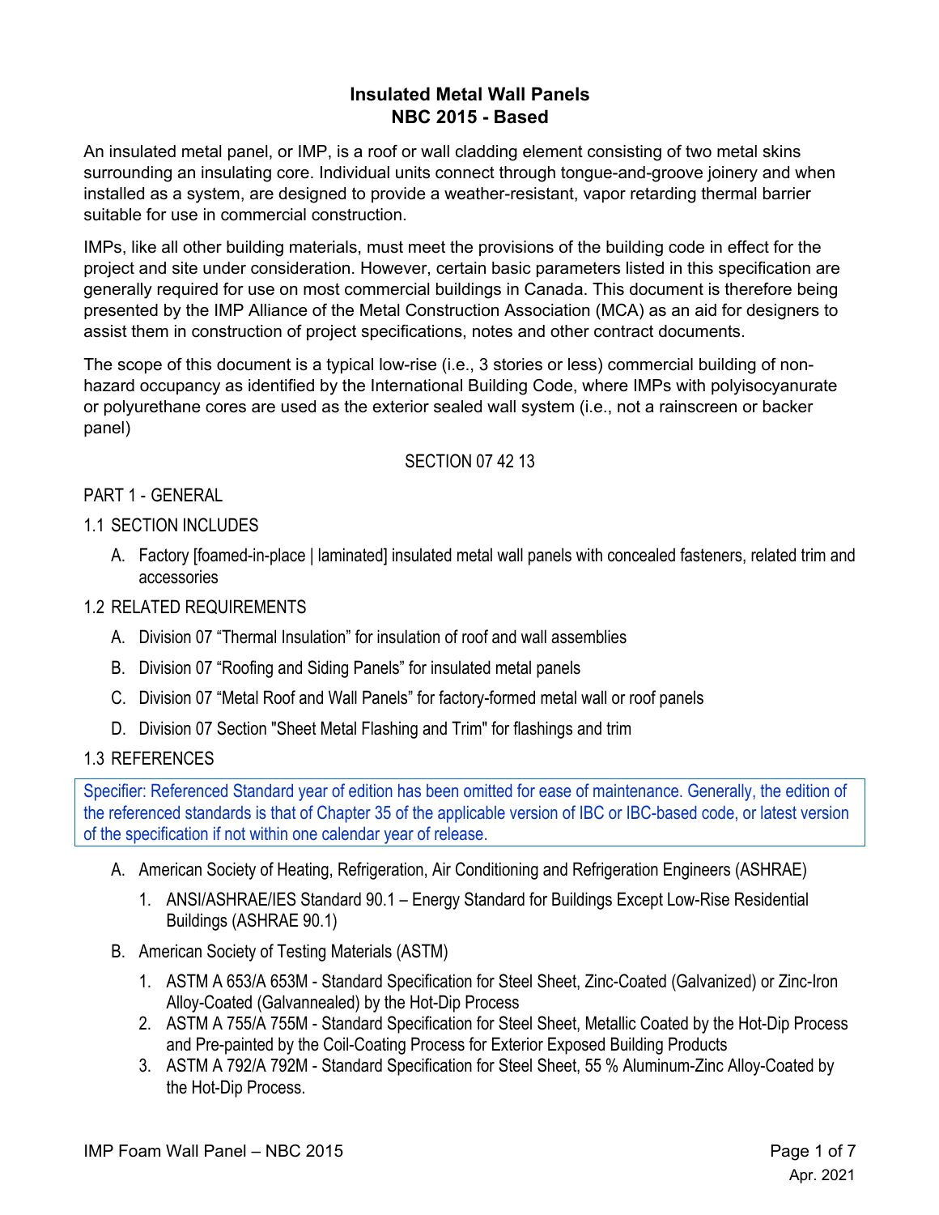# Insulated Metal Wall Panels
# NBC 2015 - Based

An insulated metal panel, or IMP, is a roof or wall cladding element consisting of two metal skins surrounding an insulating core. Individual units connect through tongue-and-groove joinery and when installed as a system, are designed to provide a weather-resistant, vapor retarding thermal barrier suitable for use in commercial construction.

IMPs, like all other building materials, must meet the provisions of the building code in effect for the project and site under consideration. However, certain basic parameters listed in this specification are generally required for use on most commercial buildings in Canada. This document is therefore being presented by the IMP Alliance of the Metal Construction Association (MCA) as an aid for designers to assist them in construction of project specifications, notes and other contract documents.

The scope of this document is a typical low-rise (i.e., 3 stories or less) commercial building of non-hazard occupancy as identified by the International Building Code, where IMPs with polyisocyanurate or polyurethane cores are used as the exterior sealed wall system (i.e., not a rainscreen or backer panel)

SECTION 07 42 13

## PART 1 - GENERAL

### 1.1 SECTION INCLUDES

A. Factory [foamed-in-place | laminated] insulated metal wall panels with concealed fasteners, related trim and accessories

### 1.2 RELATED REQUIREMENTS

A. Division 07 “Thermal Insulation” for insulation of roof and wall assemblies

B. Division 07 “Roofing and Siding Panels” for insulated metal panels

C. Division 07 “Metal Roof and Wall Panels” for factory-formed metal wall or roof panels

D. Division 07 Section "Sheet Metal Flashing and Trim" for flashings and trim

### 1.3 REFERENCES

Specifier: Referenced Standard year of edition has been omitted for ease of maintenance. Generally, the edition of the referenced standards is that of Chapter 35 of the applicable version of IBC or IBC-based code, or latest version of the specification if not within one calendar year of release.

A. American Society of Heating, Refrigeration, Air Conditioning and Refrigeration Engineers (ASHRAE)

1. ANSI/ASHRAE/IES Standard 90.1 – Energy Standard for Buildings Except Low-Rise Residential Buildings (ASHRAE 90.1)

B. American Society of Testing Materials (ASTM)

1. ASTM A 653/A 653M - Standard Specification for Steel Sheet, Zinc-Coated (Galvanized) or Zinc-Iron Alloy-Coated (Galvannealed) by the Hot-Dip Process
2. ASTM A 755/A 755M - Standard Specification for Steel Sheet, Metallic Coated by the Hot-Dip Process and Pre-painted by the Coil-Coating Process for Exterior Exposed Building Products
3. ASTM A 792/A 792M - Standard Specification for Steel Sheet, 55 % Aluminum-Zinc Alloy-Coated by the Hot-Dip Process.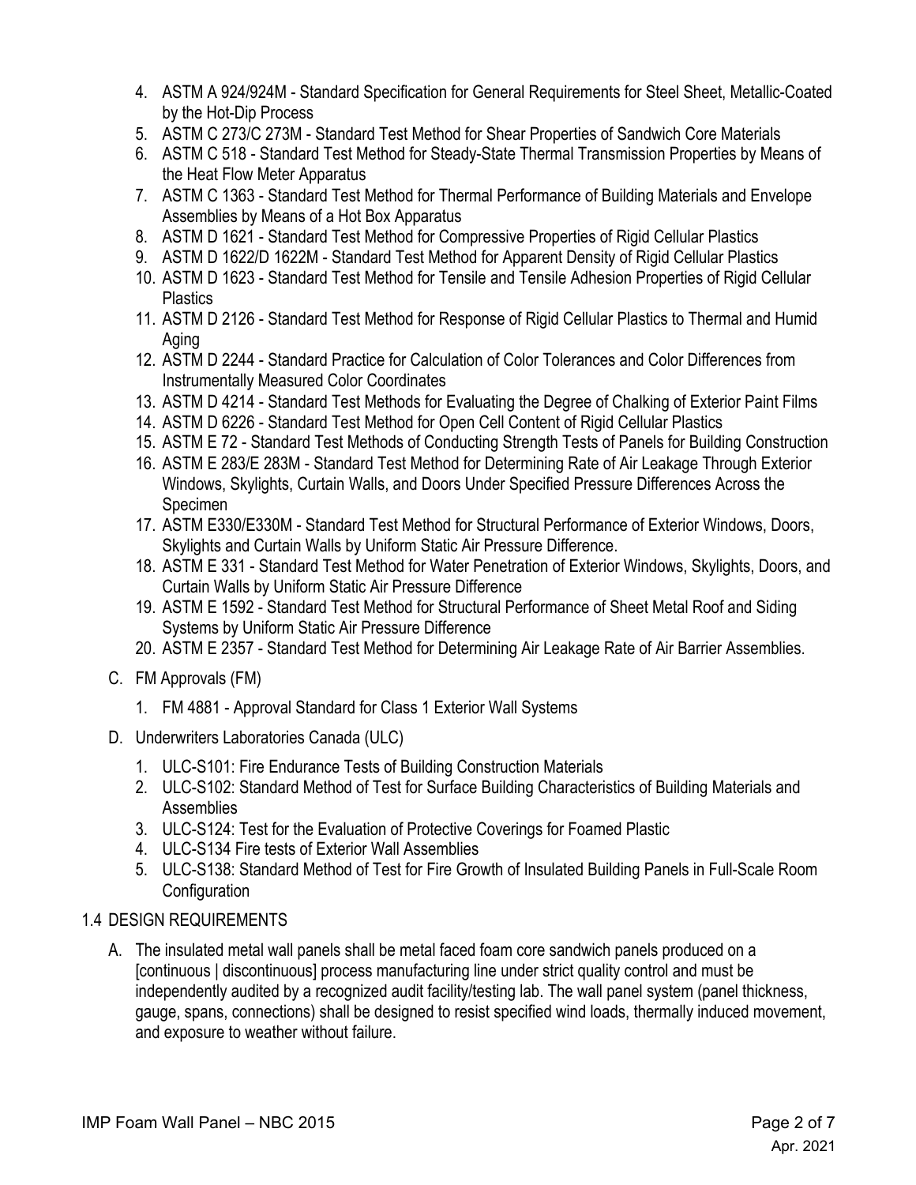4. ASTM A 924/924M - Standard Specification for General Requirements for Steel Sheet, Metallic-Coated by the Hot-Dip Process
5. ASTM C 273/C 273M - Standard Test Method for Shear Properties of Sandwich Core Materials
6. ASTM C 518 - Standard Test Method for Steady-State Thermal Transmission Properties by Means of the Heat Flow Meter Apparatus
7. ASTM C 1363 - Standard Test Method for Thermal Performance of Building Materials and Envelope Assemblies by Means of a Hot Box Apparatus
8. ASTM D 1621 - Standard Test Method for Compressive Properties of Rigid Cellular Plastics
9. ASTM D 1622/D 1622M - Standard Test Method for Apparent Density of Rigid Cellular Plastics
10. ASTM D 1623 - Standard Test Method for Tensile and Tensile Adhesion Properties of Rigid Cellular Plastics
11. ASTM D 2126 - Standard Test Method for Response of Rigid Cellular Plastics to Thermal and Humid Aging
12. ASTM D 2244 - Standard Practice for Calculation of Color Tolerances and Color Differences from Instrumentally Measured Color Coordinates
13. ASTM D 4214 - Standard Test Methods for Evaluating the Degree of Chalking of Exterior Paint Films
14. ASTM D 6226 - Standard Test Method for Open Cell Content of Rigid Cellular Plastics
15. ASTM E 72 - Standard Test Methods of Conducting Strength Tests of Panels for Building Construction
16. ASTM E 283/E 283M - Standard Test Method for Determining Rate of Air Leakage Through Exterior Windows, Skylights, Curtain Walls, and Doors Under Specified Pressure Differences Across the Specimen
17. ASTM E330/E330M - Standard Test Method for Structural Performance of Exterior Windows, Doors, Skylights and Curtain Walls by Uniform Static Air Pressure Difference.
18. ASTM E 331 - Standard Test Method for Water Penetration of Exterior Windows, Skylights, Doors, and Curtain Walls by Uniform Static Air Pressure Difference
19. ASTM E 1592 - Standard Test Method for Structural Performance of Sheet Metal Roof and Siding Systems by Uniform Static Air Pressure Difference
20. ASTM E 2357 - Standard Test Method for Determining Air Leakage Rate of Air Barrier Assemblies.

C. FM Approvals (FM)

1. FM 4881 - Approval Standard for Class 1 Exterior Wall Systems

D. Underwriters Laboratories Canada (ULC)

1. ULC-S101: Fire Endurance Tests of Building Construction Materials
2. ULC-S102: Standard Method of Test for Surface Building Characteristics of Building Materials and Assemblies
3. ULC-S124: Test for the Evaluation of Protective Coverings for Foamed Plastic
4. ULC-S134 Fire tests of Exterior Wall Assemblies
5. ULC-S138: Standard Method of Test for Fire Growth of Insulated Building Panels in Full-Scale Room Configuration

## 1.4 DESIGN REQUIREMENTS

A. The insulated metal wall panels shall be metal faced foam core sandwich panels produced on a [continuous | discontinuous] process manufacturing line under strict quality control and must be independently audited by a recognized audit facility/testing lab. The wall panel system (panel thickness, gauge, spans, connections) shall be designed to resist specified wind loads, thermally induced movement, and exposure to weather without failure.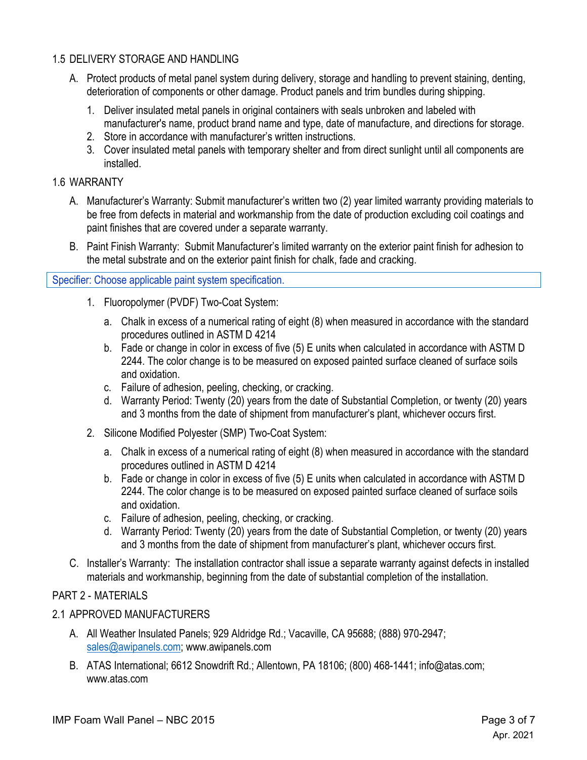## 1.5 DELIVERY STORAGE AND HANDLING

A. Protect products of metal panel system during delivery, storage and handling to prevent staining, denting, deterioration of components or other damage. Product panels and trim bundles during shipping.

1. Deliver insulated metal panels in original containers with seals unbroken and labeled with manufacturer's name, product brand name and type, date of manufacture, and directions for storage.
2. Store in accordance with manufacturer's written instructions.
3. Cover insulated metal panels with temporary shelter and from direct sunlight until all components are installed.

## 1.6 WARRANTY

A. Manufacturer's Warranty: Submit manufacturer's written two (2) year limited warranty providing materials to be free from defects in material and workmanship from the date of production excluding coil coatings and paint finishes that are covered under a separate warranty.

B. Paint Finish Warranty: Submit Manufacturer's limited warranty on the exterior paint finish for adhesion to the metal substrate and on the exterior paint finish for chalk, fade and cracking.

Specifier: Choose applicable paint system specification.

1. Fluoropolymer (PVDF) Two-Coat System:
   a. Chalk in excess of a numerical rating of eight (8) when measured in accordance with the standard procedures outlined in ASTM D 4214
   b. Fade or change in color in excess of five (5) E units when calculated in accordance with ASTM D 2244. The color change is to be measured on exposed painted surface cleaned of surface soils and oxidation.
   c. Failure of adhesion, peeling, checking, or cracking.
   d. Warranty Period: Twenty (20) years from the date of Substantial Completion, or twenty (20) years and 3 months from the date of shipment from manufacturer's plant, whichever occurs first.
2. Silicone Modified Polyester (SMP) Two-Coat System:
   a. Chalk in excess of a numerical rating of eight (8) when measured in accordance with the standard procedures outlined in ASTM D 4214
   b. Fade or change in color in excess of five (5) E units when calculated in accordance with ASTM D 2244. The color change is to be measured on exposed painted surface cleaned of surface soils and oxidation.
   c. Failure of adhesion, peeling, checking, or cracking.
   d. Warranty Period: Twenty (20) years from the date of Substantial Completion, or twenty (20) years and 3 months from the date of shipment from manufacturer's plant, whichever occurs first.

C. Installer's Warranty: The installation contractor shall issue a separate warranty against defects in installed materials and workmanship, beginning from the date of substantial completion of the installation.

# PART 2 - MATERIALS

## 2.1 APPROVED MANUFACTURERS

A. All Weather Insulated Panels; 929 Aldridge Rd.; Vacaville, CA 95688; (888) 970-2947; sales@awipanels.com; www.awipanels.com

B. ATAS International; 6612 Snowdrift Rd.; Allentown, PA 18106; (800) 468-1441; info@atas.com; www.atas.com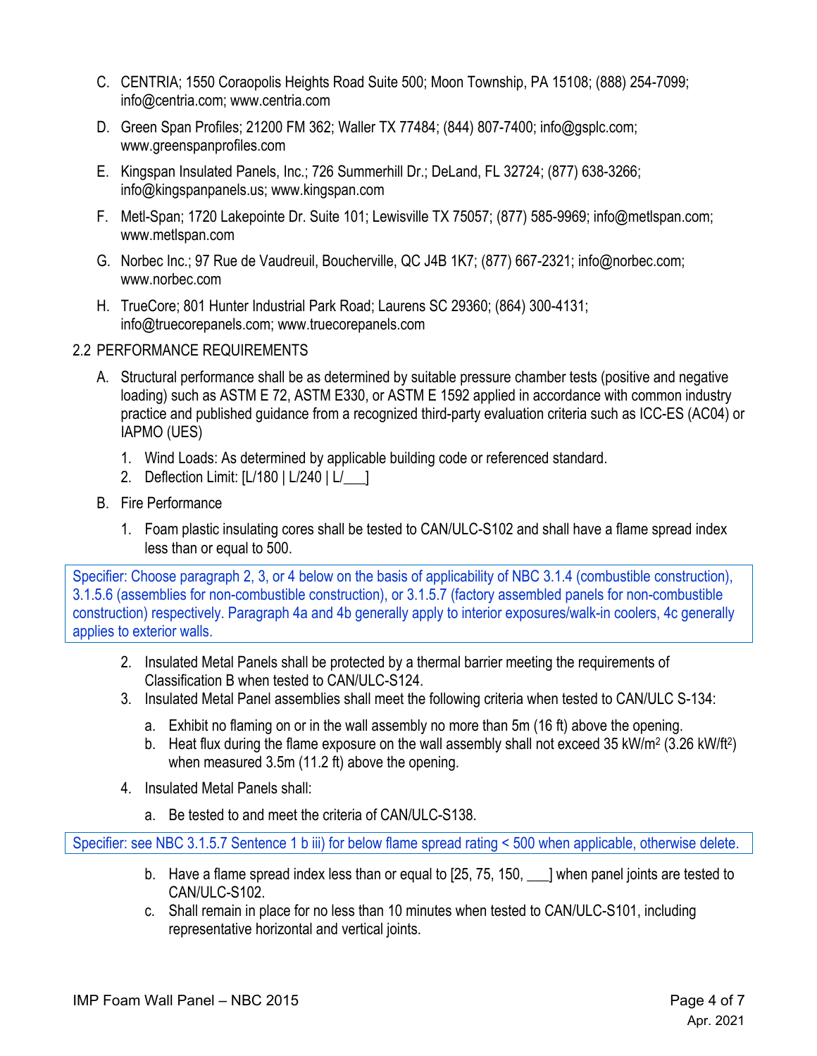C. CENTRIA; 1550 Coraopolis Heights Road Suite 500; Moon Township, PA 15108; (888) 254-7099; info@centria.com; www.centria.com

D. Green Span Profiles; 21200 FM 362; Waller TX 77484; (844) 807-7400; info@gsplc.com; www.greenspanprofiles.com

E. Kingspan Insulated Panels, Inc.; 726 Summerhill Dr.; DeLand, FL 32724; (877) 638-3266; info@kingspanpanels.us; www.kingspan.com

F. Metl-Span; 1720 Lakepointe Dr. Suite 101; Lewisville TX 75057; (877) 585-9969; info@metlspan.com; www.metlspan.com

G. Norbec Inc.; 97 Rue de Vaudreuil, Boucherville, QC J4B 1K7; (877) 667-2321; info@norbec.com; www.norbec.com

H. TrueCore; 801 Hunter Industrial Park Road; Laurens SC 29360; (864) 300-4131; info@truecorepanels.com; www.truecorepanels.com

## 2.2 PERFORMANCE REQUIREMENTS

A. Structural performance shall be as determined by suitable pressure chamber tests (positive and negative loading) such as ASTM E 72, ASTM E330, or ASTM E 1592 applied in accordance with common industry practice and published guidance from a recognized third-party evaluation criteria such as ICC-ES (AC04) or IAPMO (UES)

1. Wind Loads: As determined by applicable building code or referenced standard.
2. Deflection Limit: [L/180 | L/240 | L/___]

B. Fire Performance

1. Foam plastic insulating cores shall be tested to CAN/ULC-S102 and shall have a flame spread index less than or equal to 500.

> Specifier: Choose paragraph 2, 3, or 4 below on the basis of applicability of NBC 3.1.4 (combustible construction), 3.1.5.6 (assemblies for non-combustible construction), or 3.1.5.7 (factory assembled panels for non-combustible construction) respectively. Paragraph 4a and 4b generally apply to interior exposures/walk-in coolers, 4c generally applies to exterior walls.

2. Insulated Metal Panels shall be protected by a thermal barrier meeting the requirements of Classification B when tested to CAN/ULC-S124.
3. Insulated Metal Panel assemblies shall meet the following criteria when tested to CAN/ULC S-134:
   a. Exhibit no flaming on or in the wall assembly no more than 5m (16 ft) above the opening.
   b. Heat flux during the flame exposure on the wall assembly shall not exceed 35 kW/m$^2$ (3.26 kW/ft$^2$) when measured 3.5m (11.2 ft) above the opening.
4. Insulated Metal Panels shall:
   a. Be tested to and meet the criteria of CAN/ULC-S138.

> Specifier: see NBC 3.1.5.7 Sentence 1 b iii) for below flame spread rating < 500 when applicable, otherwise delete.

   b. Have a flame spread index less than or equal to [25, 75, 150, ___] when panel joints are tested to CAN/ULC-S102.
   c. Shall remain in place for no less than 10 minutes when tested to CAN/ULC-S101, including representative horizontal and vertical joints.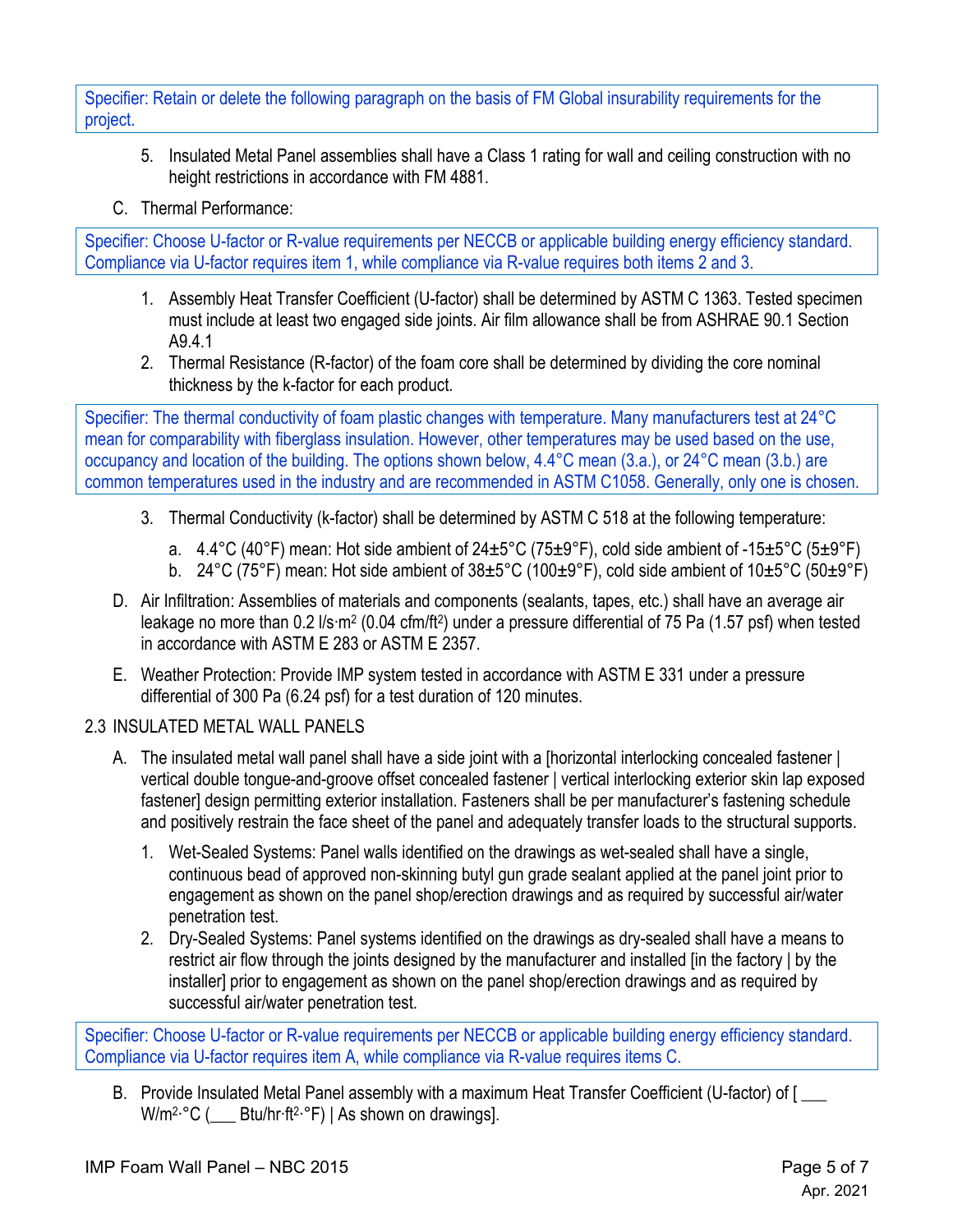> Specifier: Retain or delete the following paragraph on the basis of FM Global insurability requirements for the project.

5. Insulated Metal Panel assemblies shall have a Class 1 rating for wall and ceiling construction with no height restrictions in accordance with FM 4881.

C. Thermal Performance:

> Specifier: Choose U-factor or R-value requirements per NECCB or applicable building energy efficiency standard. Compliance via U-factor requires item 1, while compliance via R-value requires both items 2 and 3.

1. Assembly Heat Transfer Coefficient (U-factor) shall be determined by ASTM C 1363. Tested specimen must include at least two engaged side joints. Air film allowance shall be from ASHRAE 90.1 Section A9.4.1
2. Thermal Resistance (R-factor) of the foam core shall be determined by dividing the core nominal thickness by the k-factor for each product.

> Specifier: The thermal conductivity of foam plastic changes with temperature. Many manufacturers test at 24°C mean for comparability with fiberglass insulation. However, other temperatures may be used based on the use, occupancy and location of the building. The options shown below, 4.4°C mean (3.a.), or 24°C mean (3.b.) are common temperatures used in the industry and are recommended in ASTM C1058. Generally, only one is chosen.

3. Thermal Conductivity (k-factor) shall be determined by ASTM C 518 at the following temperature:
   a. 4.4°C (40°F) mean: Hot side ambient of 24±5°C (75±9°F), cold side ambient of -15±5°C (5±9°F)
   b. 24°C (75°F) mean: Hot side ambient of 38±5°C (100±9°F), cold side ambient of 10±5°C (50±9°F)

D. Air Infiltration: Assemblies of materials and components (sealants, tapes, etc.) shall have an average air leakage no more than 0.2 $l/s \cdot m^2$ (0.04 $cfm/ft^2$) under a pressure differential of 75 Pa (1.57 psf) when tested in accordance with ASTM E 283 or ASTM E 2357.

E. Weather Protection: Provide IMP system tested in accordance with ASTM E 331 under a pressure differential of 300 Pa (6.24 psf) for a test duration of 120 minutes.

## 2.3 INSULATED METAL WALL PANELS

A. The insulated metal wall panel shall have a side joint with a [horizontal interlocking concealed fastener | vertical double tongue-and-groove offset concealed fastener | vertical interlocking exterior skin lap exposed fastener] design permitting exterior installation. Fasteners shall be per manufacturer's fastening schedule and positively restrain the face sheet of the panel and adequately transfer loads to the structural supports.

1. Wet-Sealed Systems: Panel walls identified on the drawings as wet-sealed shall have a single, continuous bead of approved non-skinning butyl gun grade sealant applied at the panel joint prior to engagement as shown on the panel shop/erection drawings and as required by successful air/water penetration test.
2. Dry-Sealed Systems: Panel systems identified on the drawings as dry-sealed shall have a means to restrict air flow through the joints designed by the manufacturer and installed [in the factory | by the installer] prior to engagement as shown on the panel shop/erection drawings and as required by successful air/water penetration test.

> Specifier: Choose U-factor or R-value requirements per NECCB or applicable building energy efficiency standard. Compliance via U-factor requires item A, while compliance via R-value requires items C.

B. Provide Insulated Metal Panel assembly with a maximum Heat Transfer Coefficient (U-factor) of [ ___ $W/m^2 \cdot °C$ (___ $Btu/hr \cdot ft^2 \cdot °F$) | As shown on drawings].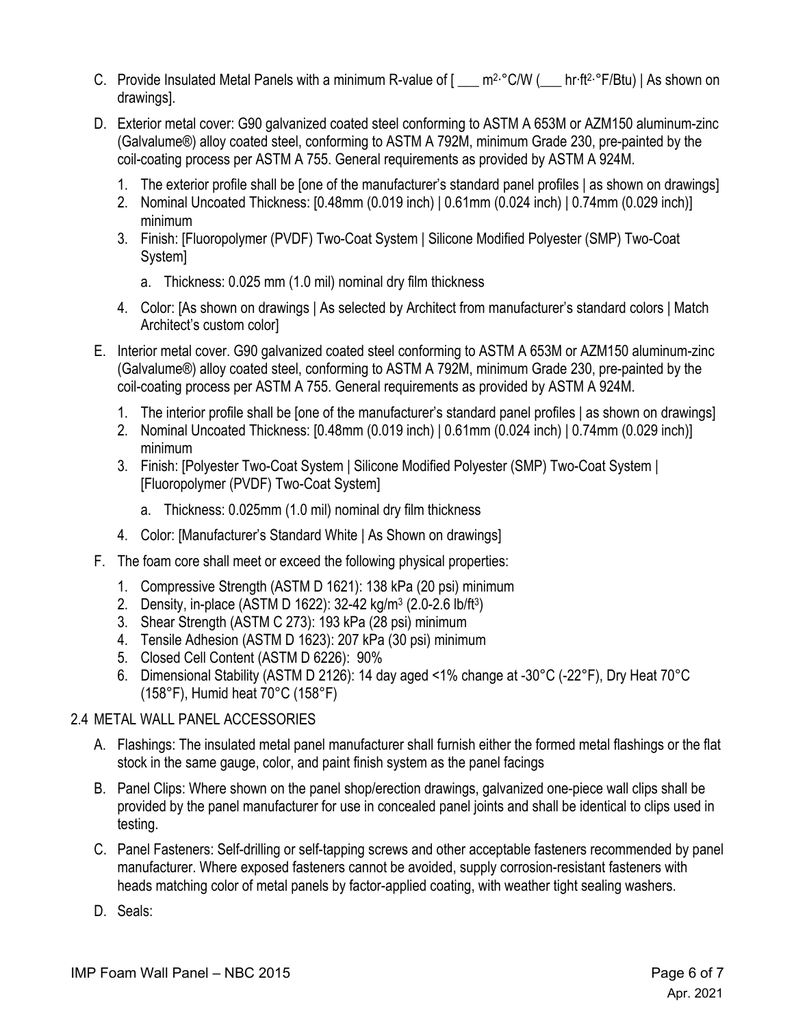C. Provide Insulated Metal Panels with a minimum R-value of [ ___ $m^2 \cdot °C/W$ (___ $hr \cdot ft^2 \cdot °F/Btu$) | As shown on drawings].

D. Exterior metal cover: G90 galvanized coated steel conforming to ASTM A 653M or AZM150 aluminum-zinc (Galvalume®) alloy coated steel, conforming to ASTM A 792M, minimum Grade 230, pre-painted by the coil-coating process per ASTM A 755. General requirements as provided by ASTM A 924M.

1. The exterior profile shall be [one of the manufacturer's standard panel profiles | as shown on drawings]
2. Nominal Uncoated Thickness: [0.48mm (0.019 inch) | 0.61mm (0.024 inch) | 0.74mm (0.029 inch)] minimum
3. Finish: [Fluoropolymer (PVDF) Two-Coat System | Silicone Modified Polyester (SMP) Two-Coat System]
   a. Thickness: 0.025 mm (1.0 mil) nominal dry film thickness
4. Color: [As shown on drawings | As selected by Architect from manufacturer's standard colors | Match Architect's custom color]

E. Interior metal cover. G90 galvanized coated steel conforming to ASTM A 653M or AZM150 aluminum-zinc (Galvalume®) alloy coated steel, conforming to ASTM A 792M, minimum Grade 230, pre-painted by the coil-coating process per ASTM A 755. General requirements as provided by ASTM A 924M.

1. The interior profile shall be [one of the manufacturer's standard panel profiles | as shown on drawings]
2. Nominal Uncoated Thickness: [0.48mm (0.019 inch) | 0.61mm (0.024 inch) | 0.74mm (0.029 inch)] minimum
3. Finish: [Polyester Two-Coat System | Silicone Modified Polyester (SMP) Two-Coat System | [Fluoropolymer (PVDF) Two-Coat System]
   a. Thickness: 0.025mm (1.0 mil) nominal dry film thickness
4. Color: [Manufacturer's Standard White | As Shown on drawings]

F. The foam core shall meet or exceed the following physical properties:

1. Compressive Strength (ASTM D 1621): 138 kPa (20 psi) minimum
2. Density, in-place (ASTM D 1622): 32-42 $kg/m^3$ (2.0-2.6 $lb/ft^3$)
3. Shear Strength (ASTM C 273): 193 kPa (28 psi) minimum
4. Tensile Adhesion (ASTM D 1623): 207 kPa (30 psi) minimum
5. Closed Cell Content (ASTM D 6226): 90%
6. Dimensional Stability (ASTM D 2126): 14 day aged <1% change at -30°C (-22°F), Dry Heat 70°C (158°F), Humid heat 70°C (158°F)

2.4 METAL WALL PANEL ACCESSORIES

A. Flashings: The insulated metal panel manufacturer shall furnish either the formed metal flashings or the flat stock in the same gauge, color, and paint finish system as the panel facings

B. Panel Clips: Where shown on the panel shop/erection drawings, galvanized one-piece wall clips shall be provided by the panel manufacturer for use in concealed panel joints and shall be identical to clips used in testing.

C. Panel Fasteners: Self-drilling or self-tapping screws and other acceptable fasteners recommended by panel manufacturer. Where exposed fasteners cannot be avoided, supply corrosion-resistant fasteners with heads matching color of metal panels by factor-applied coating, with weather tight sealing washers.

D. Seals: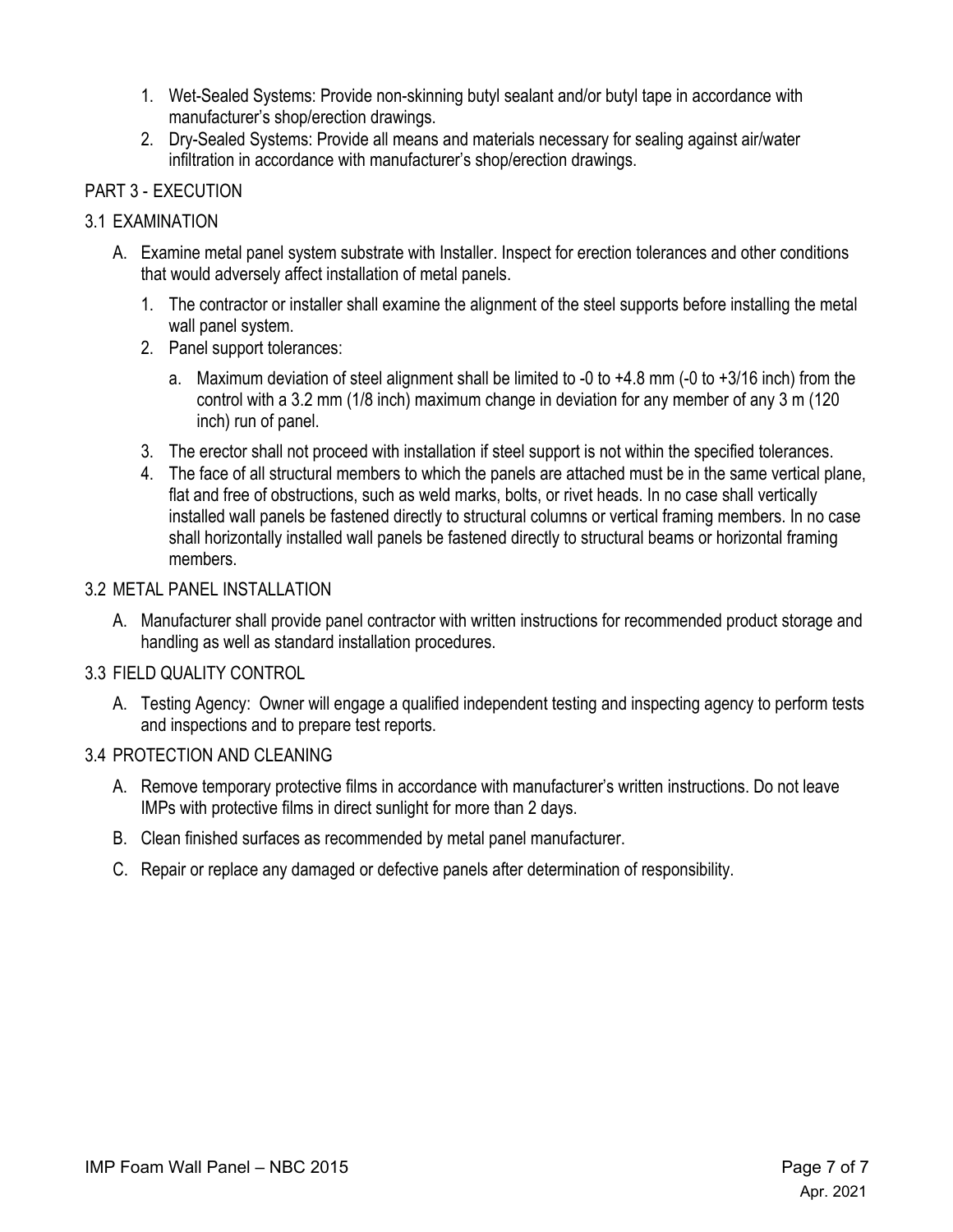1. Wet-Sealed Systems: Provide non-skinning butyl sealant and/or butyl tape in accordance with manufacturer's shop/erection drawings.
2. Dry-Sealed Systems: Provide all means and materials necessary for sealing against air/water infiltration in accordance with manufacturer's shop/erection drawings.

## PART 3 - EXECUTION

### 3.1 EXAMINATION

A. Examine metal panel system substrate with Installer. Inspect for erection tolerances and other conditions that would adversely affect installation of metal panels.

1. The contractor or installer shall examine the alignment of the steel supports before installing the metal wall panel system.
2. Panel support tolerances:
    a. Maximum deviation of steel alignment shall be limited to -0 to +4.8 mm (-0 to +3/16 inch) from the control with a 3.2 mm (1/8 inch) maximum change in deviation for any member of any 3 m (120 inch) run of panel.
3. The erector shall not proceed with installation if steel support is not within the specified tolerances.
4. The face of all structural members to which the panels are attached must be in the same vertical plane, flat and free of obstructions, such as weld marks, bolts, or rivet heads. In no case shall vertically installed wall panels be fastened directly to structural columns or vertical framing members. In no case shall horizontally installed wall panels be fastened directly to structural beams or horizontal framing members.

### 3.2 METAL PANEL INSTALLATION

A. Manufacturer shall provide panel contractor with written instructions for recommended product storage and handling as well as standard installation procedures.

### 3.3 FIELD QUALITY CONTROL

A. Testing Agency: Owner will engage a qualified independent testing and inspecting agency to perform tests and inspections and to prepare test reports.

### 3.4 PROTECTION AND CLEANING

A. Remove temporary protective films in accordance with manufacturer's written instructions. Do not leave IMPs with protective films in direct sunlight for more than 2 days.

B. Clean finished surfaces as recommended by metal panel manufacturer.

C. Repair or replace any damaged or defective panels after determination of responsibility.